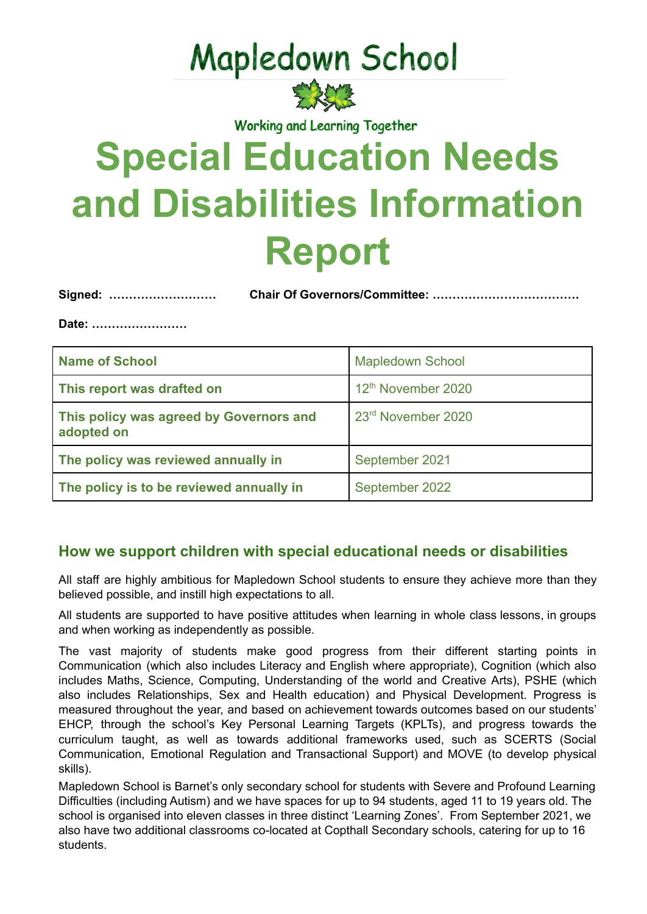# Mapledown School

Working and Learning Together

# Special Education Needs and Disabilities Information Report

**Signed: ………………………  Chair Of Governors/Committee: ……………………………….**

**Date: ……………………**

| **Name of School** | Mapledown School |
|---|---|
| **This report was drafted on** | 12th November 2020 |
| **This policy was agreed by Governors and adopted on** | 23rd November 2020 |
| **The policy was reviewed annually in** | September 2021 |
| **The policy is to be reviewed annually in** | September 2022 |

## How we support children with special educational needs or disabilities

All staff are highly ambitious for Mapledown School students to ensure they achieve more than they believed possible, and instill high expectations to all.

All students are supported to have positive attitudes when learning in whole class lessons, in groups and when working as independently as possible.

The vast majority of students make good progress from their different starting points in Communication (which also includes Literacy and English where appropriate), Cognition (which also includes Maths, Science, Computing, Understanding of the world and Creative Arts), PSHE (which also includes Relationships, Sex and Health education) and Physical Development. Progress is measured throughout the year, and based on achievement towards outcomes based on our students' EHCP, through the school's Key Personal Learning Targets (KPLTs), and progress towards the curriculum taught, as well as towards additional frameworks used, such as SCERTS (Social Communication, Emotional Regulation and Transactional Support) and MOVE (to develop physical skills).

Mapledown School is Barnet's only secondary school for students with Severe and Profound Learning Difficulties (including Autism) and we have spaces for up to 94 students, aged 11 to 19 years old. The school is organised into eleven classes in three distinct 'Learning Zones'. From September 2021, we also have two additional classrooms co-located at Copthall Secondary schools, catering for up to 16 students.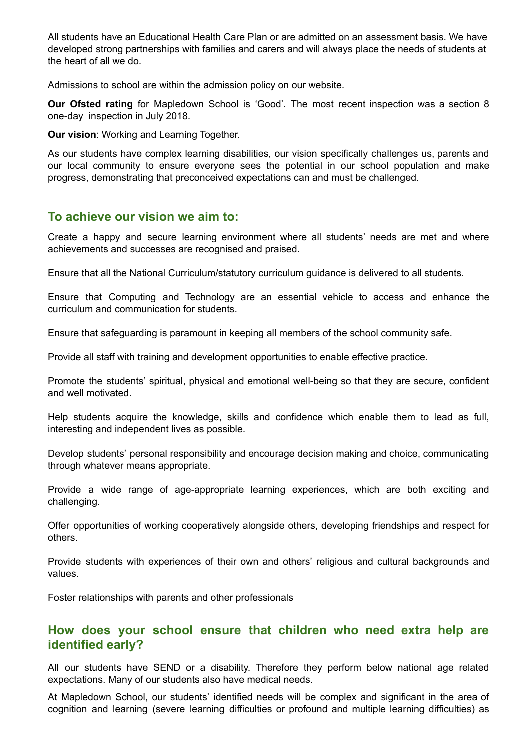All students have an Educational Health Care Plan or are admitted on an assessment basis. We have developed strong partnerships with families and carers and will always place the needs of students at the heart of all we do.

Admissions to school are within the admission policy on our website.

**Our Ofsted rating** for Mapledown School is 'Good'. The most recent inspection was a section 8 one-day inspection in July 2018.

**Our vision**: Working and Learning Together.

As our students have complex learning disabilities, our vision specifically challenges us, parents and our local community to ensure everyone sees the potential in our school population and make progress, demonstrating that preconceived expectations can and must be challenged.

## To achieve our vision we aim to:

Create a happy and secure learning environment where all students' needs are met and where achievements and successes are recognised and praised.

Ensure that all the National Curriculum/statutory curriculum guidance is delivered to all students.

Ensure that Computing and Technology are an essential vehicle to access and enhance the curriculum and communication for students.

Ensure that safeguarding is paramount in keeping all members of the school community safe.

Provide all staff with training and development opportunities to enable effective practice.

Promote the students' spiritual, physical and emotional well-being so that they are secure, confident and well motivated.

Help students acquire the knowledge, skills and confidence which enable them to lead as full, interesting and independent lives as possible.

Develop students' personal responsibility and encourage decision making and choice, communicating through whatever means appropriate.

Provide a wide range of age-appropriate learning experiences, which are both exciting and challenging.

Offer opportunities of working cooperatively alongside others, developing friendships and respect for others.

Provide students with experiences of their own and others' religious and cultural backgrounds and values.

Foster relationships with parents and other professionals

## How does your school ensure that children who need extra help are identified early?

All our students have SEND or a disability. Therefore they perform below national age related expectations. Many of our students also have medical needs.

At Mapledown School, our students' identified needs will be complex and significant in the area of cognition and learning (severe learning difficulties or profound and multiple learning difficulties) as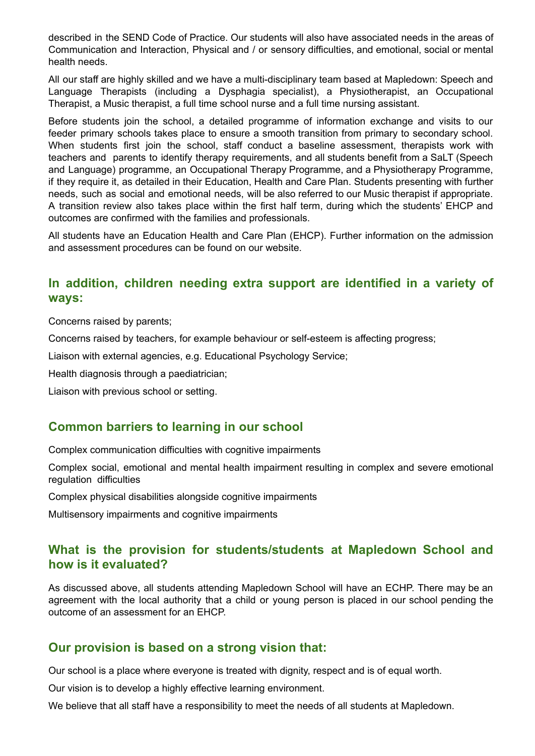described in the SEND Code of Practice. Our students will also have associated needs in the areas of Communication and Interaction, Physical and / or sensory difficulties, and emotional, social or mental health needs.

All our staff are highly skilled and we have a multi-disciplinary team based at Mapledown: Speech and Language Therapists (including a Dysphagia specialist), a Physiotherapist, an Occupational Therapist, a Music therapist, a full time school nurse and a full time nursing assistant.

Before students join the school, a detailed programme of information exchange and visits to our feeder primary schools takes place to ensure a smooth transition from primary to secondary school. When students first join the school, staff conduct a baseline assessment, therapists work with teachers and parents to identify therapy requirements, and all students benefit from a SaLT (Speech and Language) programme, an Occupational Therapy Programme, and a Physiotherapy Programme, if they require it, as detailed in their Education, Health and Care Plan. Students presenting with further needs, such as social and emotional needs, will be also referred to our Music therapist if appropriate. A transition review also takes place within the first half term, during which the students' EHCP and outcomes are confirmed with the families and professionals.

All students have an Education Health and Care Plan (EHCP). Further information on the admission and assessment procedures can be found on our website.

## In addition, children needing extra support are identified in a variety of ways:

Concerns raised by parents;

Concerns raised by teachers, for example behaviour or self-esteem is affecting progress;

Liaison with external agencies, e.g. Educational Psychology Service;

Health diagnosis through a paediatrician;

Liaison with previous school or setting.

## Common barriers to learning in our school

Complex communication difficulties with cognitive impairments

Complex social, emotional and mental health impairment resulting in complex and severe emotional regulation difficulties

Complex physical disabilities alongside cognitive impairments

Multisensory impairments and cognitive impairments

## What is the provision for students/students at Mapledown School and how is it evaluated?

As discussed above, all students attending Mapledown School will have an ECHP. There may be an agreement with the local authority that a child or young person is placed in our school pending the outcome of an assessment for an EHCP.

## Our provision is based on a strong vision that:

Our school is a place where everyone is treated with dignity, respect and is of equal worth.

Our vision is to develop a highly effective learning environment.

We believe that all staff have a responsibility to meet the needs of all students at Mapledown.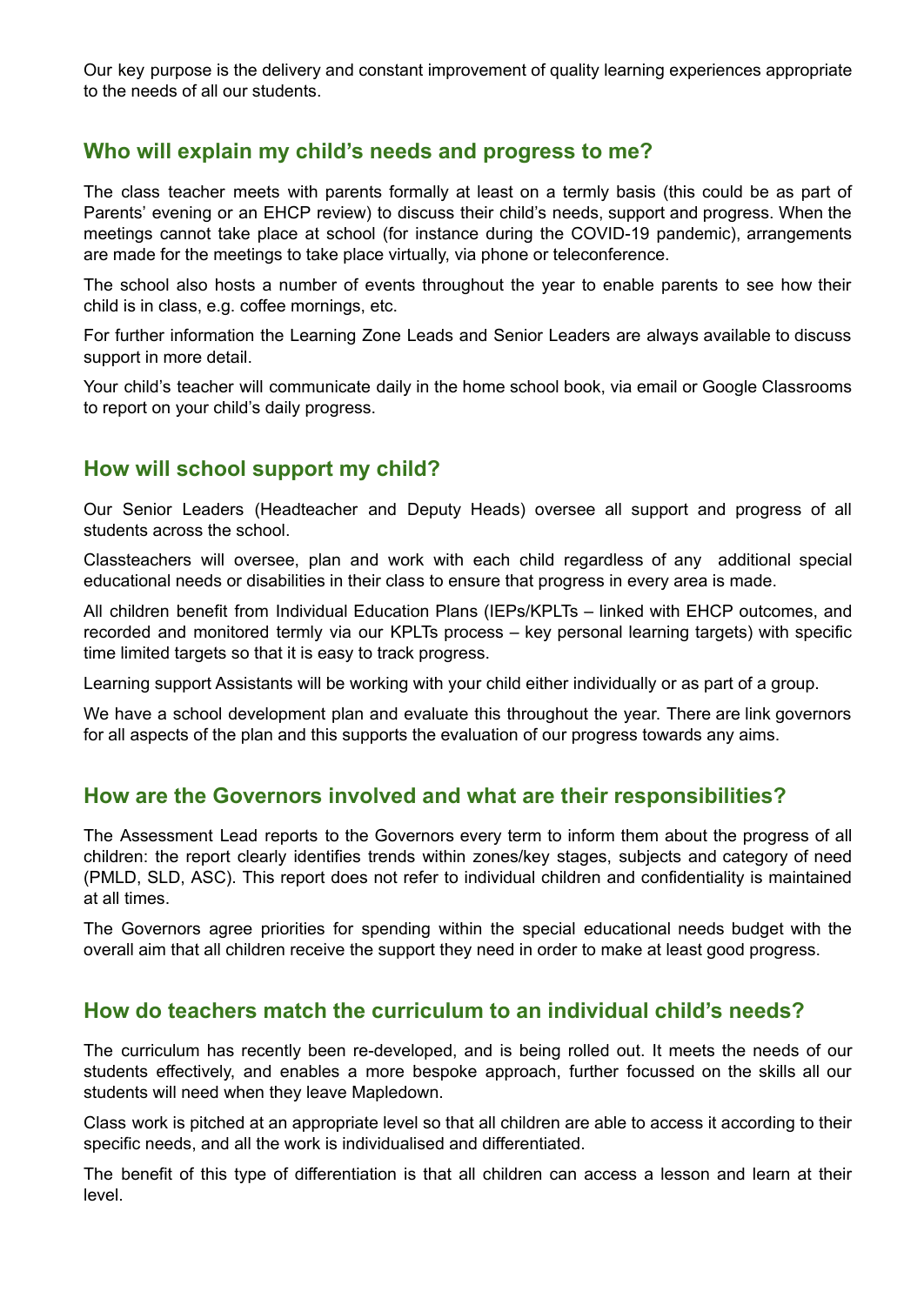Our key purpose is the delivery and constant improvement of quality learning experiences appropriate to the needs of all our students.

## Who will explain my child's needs and progress to me?

The class teacher meets with parents formally at least on a termly basis (this could be as part of Parents' evening or an EHCP review) to discuss their child's needs, support and progress. When the meetings cannot take place at school (for instance during the COVID-19 pandemic), arrangements are made for the meetings to take place virtually, via phone or teleconference.

The school also hosts a number of events throughout the year to enable parents to see how their child is in class, e.g. coffee mornings, etc.

For further information the Learning Zone Leads and Senior Leaders are always available to discuss support in more detail.

Your child's teacher will communicate daily in the home school book, via email or Google Classrooms to report on your child's daily progress.

## How will school support my child?

Our Senior Leaders (Headteacher and Deputy Heads) oversee all support and progress of all students across the school.

Classteachers will oversee, plan and work with each child regardless of any additional special educational needs or disabilities in their class to ensure that progress in every area is made.

All children benefit from Individual Education Plans (IEPs/KPLTs – linked with EHCP outcomes, and recorded and monitored termly via our KPLTs process – key personal learning targets) with specific time limited targets so that it is easy to track progress.

Learning support Assistants will be working with your child either individually or as part of a group.

We have a school development plan and evaluate this throughout the year. There are link governors for all aspects of the plan and this supports the evaluation of our progress towards any aims.

## How are the Governors involved and what are their responsibilities?

The Assessment Lead reports to the Governors every term to inform them about the progress of all children: the report clearly identifies trends within zones/key stages, subjects and category of need (PMLD, SLD, ASC). This report does not refer to individual children and confidentiality is maintained at all times.

The Governors agree priorities for spending within the special educational needs budget with the overall aim that all children receive the support they need in order to make at least good progress.

## How do teachers match the curriculum to an individual child's needs?

The curriculum has recently been re-developed, and is being rolled out. It meets the needs of our students effectively, and enables a more bespoke approach, further focussed on the skills all our students will need when they leave Mapledown.

Class work is pitched at an appropriate level so that all children are able to access it according to their specific needs, and all the work is individualised and differentiated.

The benefit of this type of differentiation is that all children can access a lesson and learn at their level.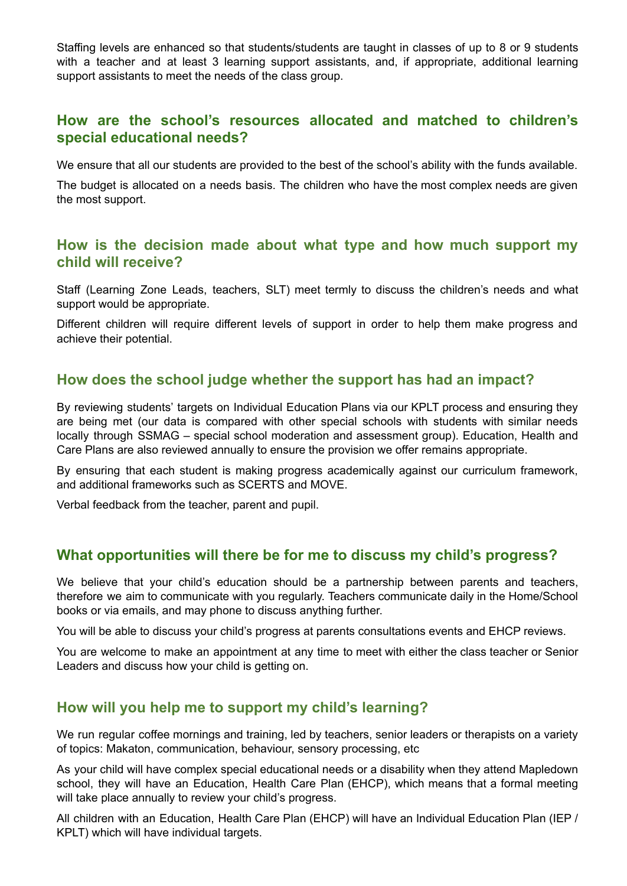Staffing levels are enhanced so that students/students are taught in classes of up to 8 or 9 students with a teacher and at least 3 learning support assistants, and, if appropriate, additional learning support assistants to meet the needs of the class group.

## How are the school's resources allocated and matched to children's special educational needs?

We ensure that all our students are provided to the best of the school's ability with the funds available.

The budget is allocated on a needs basis. The children who have the most complex needs are given the most support.

## How is the decision made about what type and how much support my child will receive?

Staff (Learning Zone Leads, teachers, SLT) meet termly to discuss the children's needs and what support would be appropriate.

Different children will require different levels of support in order to help them make progress and achieve their potential.

## How does the school judge whether the support has had an impact?

By reviewing students' targets on Individual Education Plans via our KPLT process and ensuring they are being met (our data is compared with other special schools with students with similar needs locally through SSMAG – special school moderation and assessment group). Education, Health and Care Plans are also reviewed annually to ensure the provision we offer remains appropriate.

By ensuring that each student is making progress academically against our curriculum framework, and additional frameworks such as SCERTS and MOVE.

Verbal feedback from the teacher, parent and pupil.

## What opportunities will there be for me to discuss my child's progress?

We believe that your child's education should be a partnership between parents and teachers, therefore we aim to communicate with you regularly. Teachers communicate daily in the Home/School books or via emails, and may phone to discuss anything further.

You will be able to discuss your child's progress at parents consultations events and EHCP reviews.

You are welcome to make an appointment at any time to meet with either the class teacher or Senior Leaders and discuss how your child is getting on.

## How will you help me to support my child's learning?

We run regular coffee mornings and training, led by teachers, senior leaders or therapists on a variety of topics: Makaton, communication, behaviour, sensory processing, etc

As your child will have complex special educational needs or a disability when they attend Mapledown school, they will have an Education, Health Care Plan (EHCP), which means that a formal meeting will take place annually to review your child's progress.

All children with an Education, Health Care Plan (EHCP) will have an Individual Education Plan (IEP / KPLT) which will have individual targets.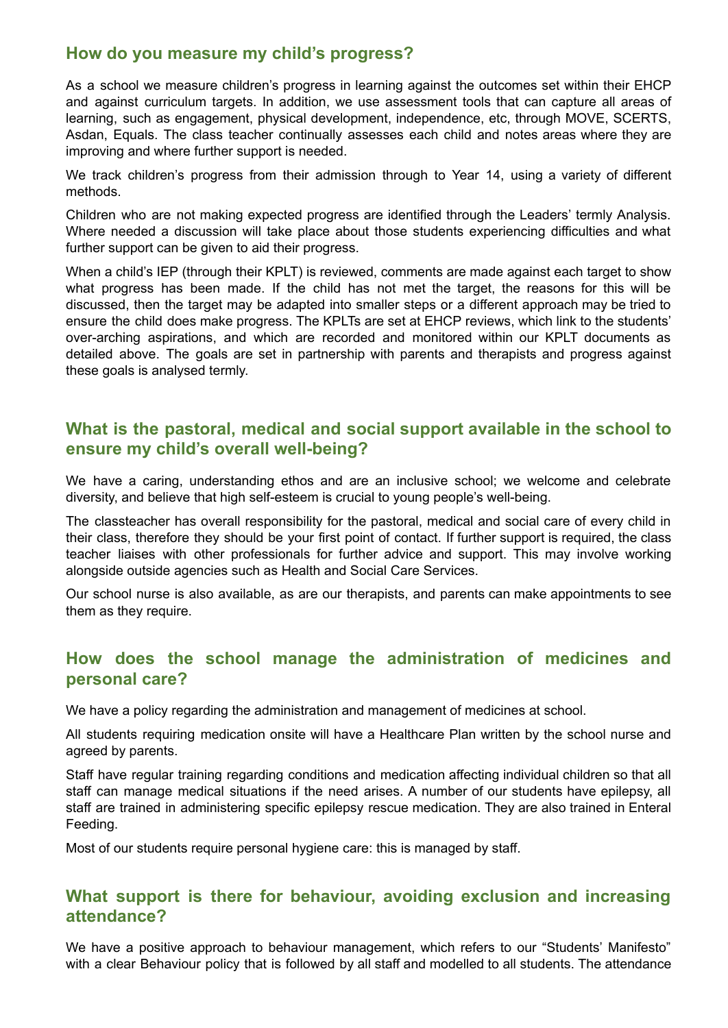## How do you measure my child's progress?

As a school we measure children's progress in learning against the outcomes set within their EHCP and against curriculum targets. In addition, we use assessment tools that can capture all areas of learning, such as engagement, physical development, independence, etc, through MOVE, SCERTS, Asdan, Equals. The class teacher continually assesses each child and notes areas where they are improving and where further support is needed.

We track children's progress from their admission through to Year 14, using a variety of different methods.

Children who are not making expected progress are identified through the Leaders' termly Analysis. Where needed a discussion will take place about those students experiencing difficulties and what further support can be given to aid their progress.

When a child's IEP (through their KPLT) is reviewed, comments are made against each target to show what progress has been made. If the child has not met the target, the reasons for this will be discussed, then the target may be adapted into smaller steps or a different approach may be tried to ensure the child does make progress. The KPLTs are set at EHCP reviews, which link to the students' over-arching aspirations, and which are recorded and monitored within our KPLT documents as detailed above. The goals are set in partnership with parents and therapists and progress against these goals is analysed termly.

## What is the pastoral, medical and social support available in the school to ensure my child's overall well-being?

We have a caring, understanding ethos and are an inclusive school; we welcome and celebrate diversity, and believe that high self-esteem is crucial to young people's well-being.

The classteacher has overall responsibility for the pastoral, medical and social care of every child in their class, therefore they should be your first point of contact. If further support is required, the class teacher liaises with other professionals for further advice and support. This may involve working alongside outside agencies such as Health and Social Care Services.

Our school nurse is also available, as are our therapists, and parents can make appointments to see them as they require.

## How does the school manage the administration of medicines and personal care?

We have a policy regarding the administration and management of medicines at school.

All students requiring medication onsite will have a Healthcare Plan written by the school nurse and agreed by parents.

Staff have regular training regarding conditions and medication affecting individual children so that all staff can manage medical situations if the need arises. A number of our students have epilepsy, all staff are trained in administering specific epilepsy rescue medication. They are also trained in Enteral Feeding.

Most of our students require personal hygiene care: this is managed by staff.

## What support is there for behaviour, avoiding exclusion and increasing attendance?

We have a positive approach to behaviour management, which refers to our "Students' Manifesto" with a clear Behaviour policy that is followed by all staff and modelled to all students. The attendance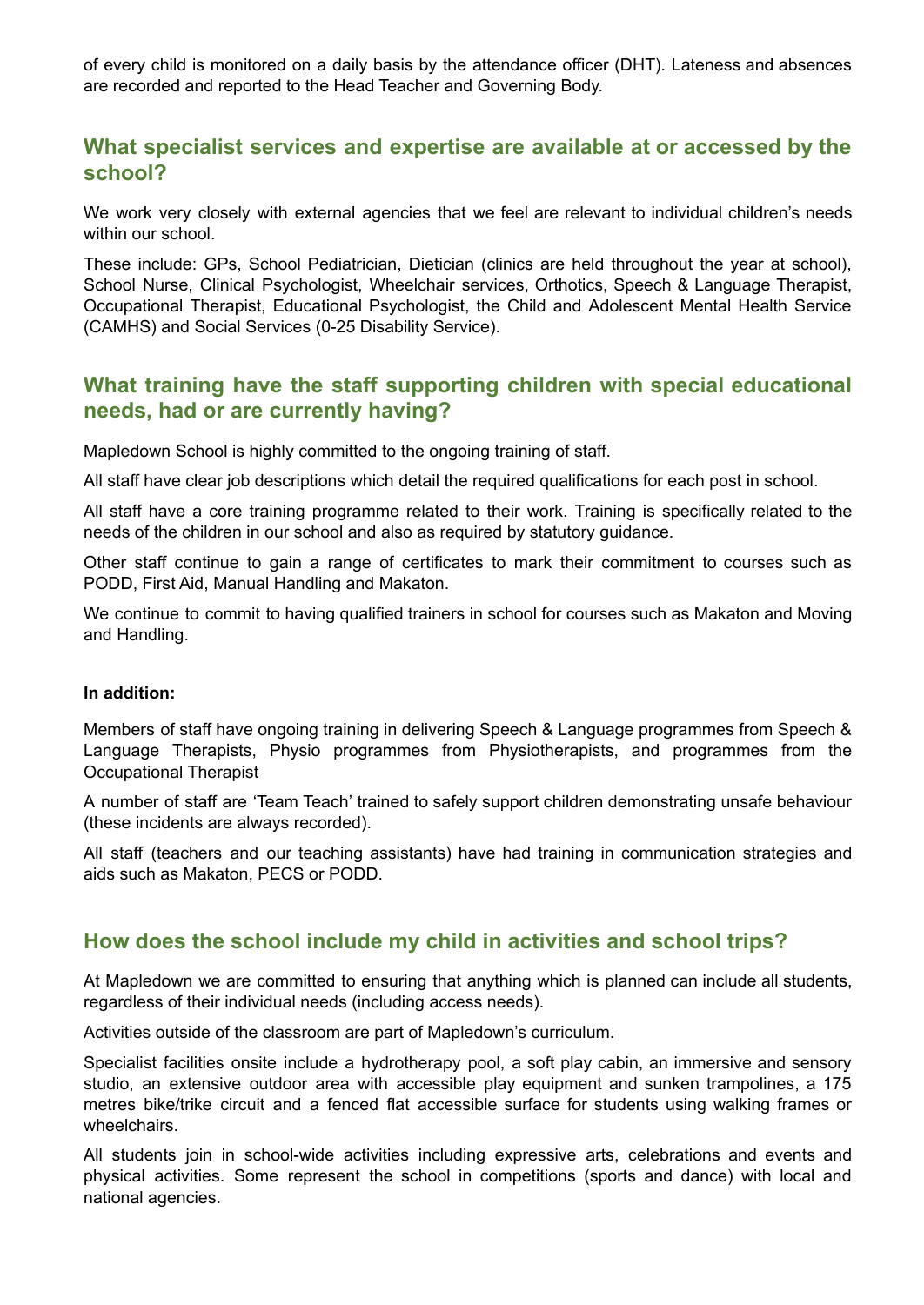of every child is monitored on a daily basis by the attendance officer (DHT). Lateness and absences are recorded and reported to the Head Teacher and Governing Body.

## What specialist services and expertise are available at or accessed by the school?

We work very closely with external agencies that we feel are relevant to individual children's needs within our school.

These include: GPs, School Pediatrician, Dietician (clinics are held throughout the year at school), School Nurse, Clinical Psychologist, Wheelchair services, Orthotics, Speech & Language Therapist, Occupational Therapist, Educational Psychologist, the Child and Adolescent Mental Health Service (CAMHS) and Social Services (0-25 Disability Service).

## What training have the staff supporting children with special educational needs, had or are currently having?

Mapledown School is highly committed to the ongoing training of staff.

All staff have clear job descriptions which detail the required qualifications for each post in school.

All staff have a core training programme related to their work. Training is specifically related to the needs of the children in our school and also as required by statutory guidance.

Other staff continue to gain a range of certificates to mark their commitment to courses such as PODD, First Aid, Manual Handling and Makaton.

We continue to commit to having qualified trainers in school for courses such as Makaton and Moving and Handling.

**In addition:**

Members of staff have ongoing training in delivering Speech & Language programmes from Speech & Language Therapists, Physio programmes from Physiotherapists, and programmes from the Occupational Therapist

A number of staff are 'Team Teach' trained to safely support children demonstrating unsafe behaviour (these incidents are always recorded).

All staff (teachers and our teaching assistants) have had training in communication strategies and aids such as Makaton, PECS or PODD.

## How does the school include my child in activities and school trips?

At Mapledown we are committed to ensuring that anything which is planned can include all students, regardless of their individual needs (including access needs).

Activities outside of the classroom are part of Mapledown's curriculum.

Specialist facilities onsite include a hydrotherapy pool, a soft play cabin, an immersive and sensory studio, an extensive outdoor area with accessible play equipment and sunken trampolines, a 175 metres bike/trike circuit and a fenced flat accessible surface for students using walking frames or wheelchairs.

All students join in school-wide activities including expressive arts, celebrations and events and physical activities. Some represent the school in competitions (sports and dance) with local and national agencies.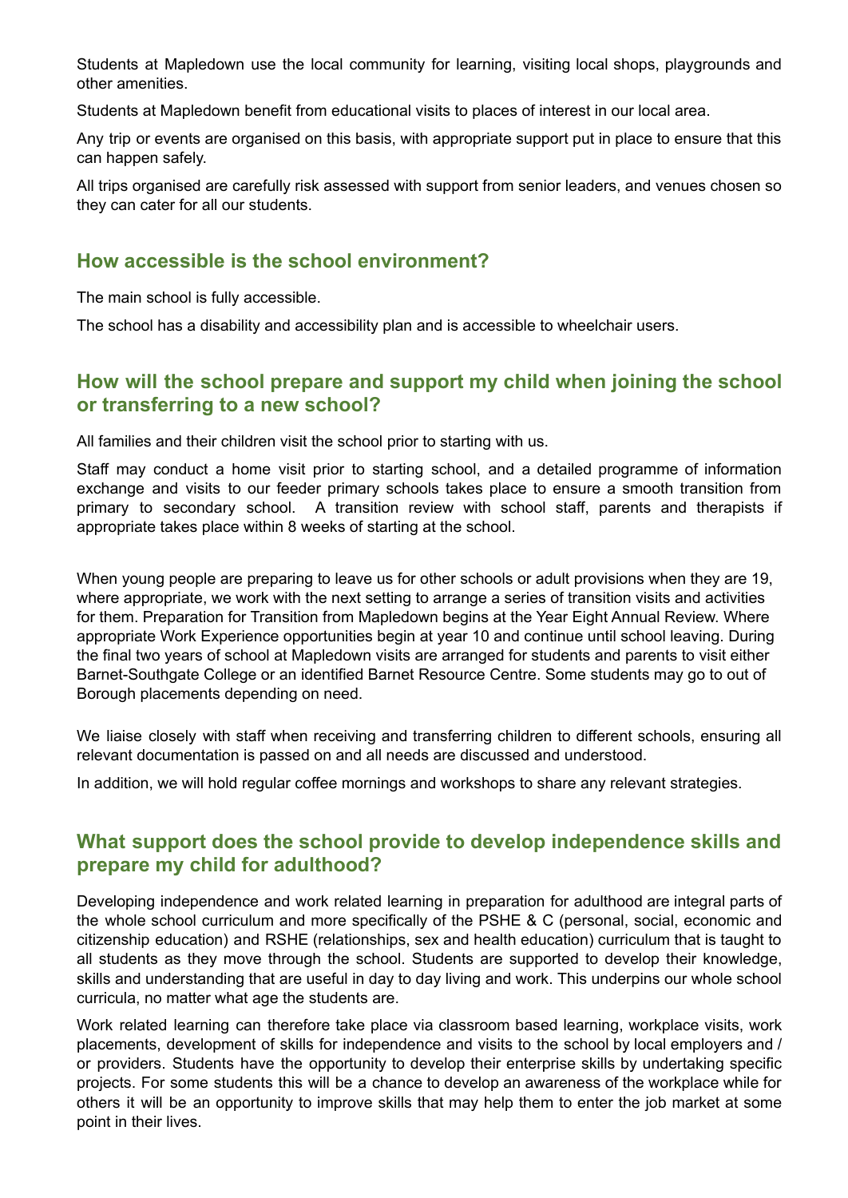Students at Mapledown use the local community for learning, visiting local shops, playgrounds and other amenities.

Students at Mapledown benefit from educational visits to places of interest in our local area.

Any trip or events are organised on this basis, with appropriate support put in place to ensure that this can happen safely.

All trips organised are carefully risk assessed with support from senior leaders, and venues chosen so they can cater for all our students.

## How accessible is the school environment?

The main school is fully accessible.

The school has a disability and accessibility plan and is accessible to wheelchair users.

## How will the school prepare and support my child when joining the school or transferring to a new school?

All families and their children visit the school prior to starting with us.

Staff may conduct a home visit prior to starting school, and a detailed programme of information exchange and visits to our feeder primary schools takes place to ensure a smooth transition from primary to secondary school. A transition review with school staff, parents and therapists if appropriate takes place within 8 weeks of starting at the school.

When young people are preparing to leave us for other schools or adult provisions when they are 19, where appropriate, we work with the next setting to arrange a series of transition visits and activities for them. Preparation for Transition from Mapledown begins at the Year Eight Annual Review. Where appropriate Work Experience opportunities begin at year 10 and continue until school leaving. During the final two years of school at Mapledown visits are arranged for students and parents to visit either Barnet-Southgate College or an identified Barnet Resource Centre. Some students may go to out of Borough placements depending on need.

We liaise closely with staff when receiving and transferring children to different schools, ensuring all relevant documentation is passed on and all needs are discussed and understood.

In addition, we will hold regular coffee mornings and workshops to share any relevant strategies.

## What support does the school provide to develop independence skills and prepare my child for adulthood?

Developing independence and work related learning in preparation for adulthood are integral parts of the whole school curriculum and more specifically of the PSHE & C (personal, social, economic and citizenship education) and RSHE (relationships, sex and health education) curriculum that is taught to all students as they move through the school. Students are supported to develop their knowledge, skills and understanding that are useful in day to day living and work. This underpins our whole school curricula, no matter what age the students are.

Work related learning can therefore take place via classroom based learning, workplace visits, work placements, development of skills for independence and visits to the school by local employers and / or providers. Students have the opportunity to develop their enterprise skills by undertaking specific projects. For some students this will be a chance to develop an awareness of the workplace while for others it will be an opportunity to improve skills that may help them to enter the job market at some point in their lives.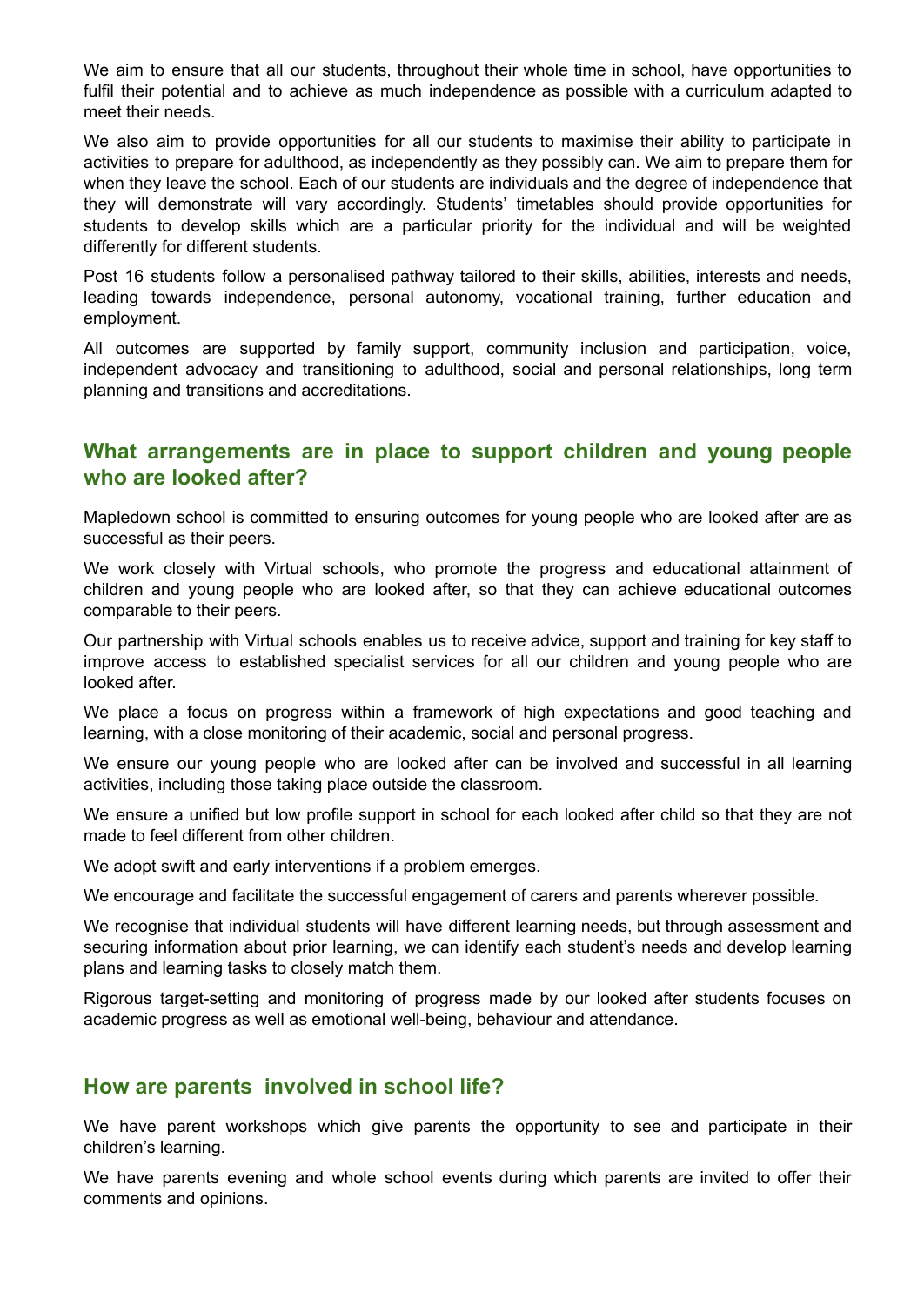We aim to ensure that all our students, throughout their whole time in school, have opportunities to fulfil their potential and to achieve as much independence as possible with a curriculum adapted to meet their needs.

We also aim to provide opportunities for all our students to maximise their ability to participate in activities to prepare for adulthood, as independently as they possibly can. We aim to prepare them for when they leave the school. Each of our students are individuals and the degree of independence that they will demonstrate will vary accordingly. Students' timetables should provide opportunities for students to develop skills which are a particular priority for the individual and will be weighted differently for different students.

Post 16 students follow a personalised pathway tailored to their skills, abilities, interests and needs, leading towards independence, personal autonomy, vocational training, further education and employment.

All outcomes are supported by family support, community inclusion and participation, voice, independent advocacy and transitioning to adulthood, social and personal relationships, long term planning and transitions and accreditations.

## What arrangements are in place to support children and young people who are looked after?

Mapledown school is committed to ensuring outcomes for young people who are looked after are as successful as their peers.

We work closely with Virtual schools, who promote the progress and educational attainment of children and young people who are looked after, so that they can achieve educational outcomes comparable to their peers.

Our partnership with Virtual schools enables us to receive advice, support and training for key staff to improve access to established specialist services for all our children and young people who are looked after.

We place a focus on progress within a framework of high expectations and good teaching and learning, with a close monitoring of their academic, social and personal progress.

We ensure our young people who are looked after can be involved and successful in all learning activities, including those taking place outside the classroom.

We ensure a unified but low profile support in school for each looked after child so that they are not made to feel different from other children.

We adopt swift and early interventions if a problem emerges.

We encourage and facilitate the successful engagement of carers and parents wherever possible.

We recognise that individual students will have different learning needs, but through assessment and securing information about prior learning, we can identify each student's needs and develop learning plans and learning tasks to closely match them.

Rigorous target-setting and monitoring of progress made by our looked after students focuses on academic progress as well as emotional well-being, behaviour and attendance.

## How are parents involved in school life?

We have parent workshops which give parents the opportunity to see and participate in their children's learning.

We have parents evening and whole school events during which parents are invited to offer their comments and opinions.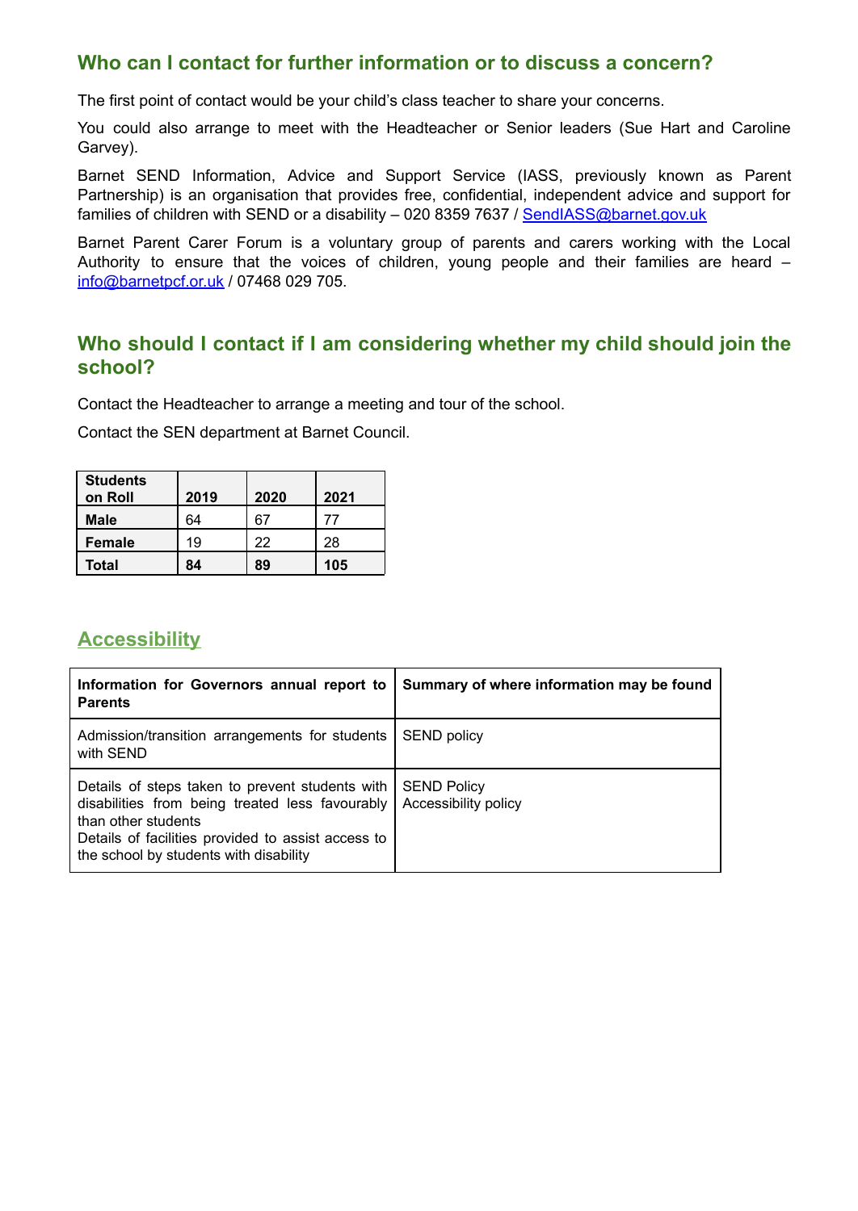## Who can I contact for further information or to discuss a concern?

The first point of contact would be your child's class teacher to share your concerns.

You could also arrange to meet with the Headteacher or Senior leaders (Sue Hart and Caroline Garvey).

Barnet SEND Information, Advice and Support Service (IASS, previously known as Parent Partnership) is an organisation that provides free, confidential, independent advice and support for families of children with SEND or a disability – 020 8359 7637 / SendIASS@barnet.gov.uk

Barnet Parent Carer Forum is a voluntary group of parents and carers working with the Local Authority to ensure that the voices of children, young people and their families are heard – info@barnetpcf.or.uk / 07468 029 705.

## Who should I contact if I am considering whether my child should join the school?

Contact the Headteacher to arrange a meeting and tour of the school.

Contact the SEN department at Barnet Council.

| Students on Roll | 2019 | 2020 | 2021 |
|---|---|---|---|
| **Male** | 64 | 67 | 77 |
| **Female** | 19 | 22 | 28 |
| **Total** | **84** | **89** | **105** |

## Accessibility

| Information for Governors annual report to Parents | Summary of where information may be found |
|---|---|
| Admission/transition arrangements for students with SEND | SEND policy |
| Details of steps taken to prevent students with disabilities from being treated less favourably than other students<br>Details of facilities provided to assist access to the school by students with disability | SEND Policy<br>Accessibility policy |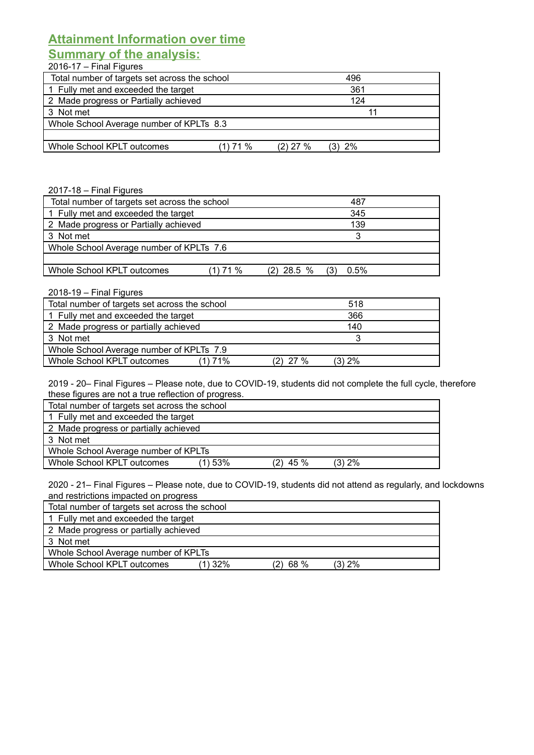## Attainment Information over time

## Summary of the analysis:

2016-17 – Final Figures

| | | | |
|---|---|---|---|
| Total number of targets set across the school | | | 496 |
| 1 Fully met and exceeded the target | | | 361 |
| 2 Made progress or Partially achieved | | | 124 |
| 3 Not met | | | 11 |
| Whole School Average number of KPLTs 8.3 | | | |
| | | | |
| Whole School KPLT outcomes | (1) 71 % | (2) 27 % | (3) 2% |

2017-18 – Final Figures

| | | | |
|---|---|---|---|
| Total number of targets set across the school | | | 487 |
| 1 Fully met and exceeded the target | | | 345 |
| 2 Made progress or Partially achieved | | | 139 |
| 3 Not met | | | 3 |
| Whole School Average number of KPLTs 7.6 | | | |
| | | | |
| Whole School KPLT outcomes | (1) 71 % | (2) 28.5 % | (3) 0.5% |

2018-19 – Final Figures

| | | | |
|---|---|---|---|
| Total number of targets set across the school | | | 518 |
| 1 Fully met and exceeded the target | | | 366 |
| 2 Made progress or partially achieved | | | 140 |
| 3 Not met | | | 3 |
| Whole School Average number of KPLTs 7.9 | | | |
| Whole School KPLT outcomes | (1) 71% | (2) 27 % | (3) 2% |

2019 - 20– Final Figures – Please note, due to COVID-19, students did not complete the full cycle, therefore these figures are not a true reflection of progress.

| | | | |
|---|---|---|---|
| Total number of targets set across the school | | | |
| 1 Fully met and exceeded the target | | | |
| 2 Made progress or partially achieved | | | |
| 3 Not met | | | |
| Whole School Average number of KPLTs | | | |
| Whole School KPLT outcomes | (1) 53% | (2) 45 % | (3) 2% |

2020 - 21– Final Figures – Please note, due to COVID-19, students did not attend as regularly, and lockdowns and restrictions impacted on progress

| | | | |
|---|---|---|---|
| Total number of targets set across the school | | | |
| 1 Fully met and exceeded the target | | | |
| 2 Made progress or partially achieved | | | |
| 3 Not met | | | |
| Whole School Average number of KPLTs | | | |
| Whole School KPLT outcomes | (1) 32% | (2) 68 % | (3) 2% |